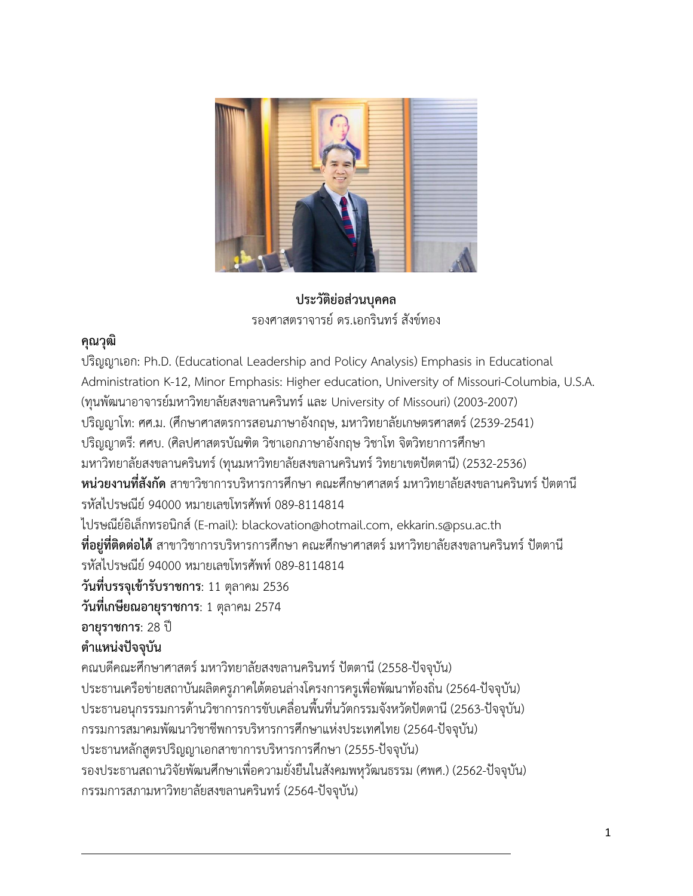**ประวัติย่อส่วนบุคคล**

รองศาสตราจารย์ ดร.เอกรินทร์ สังข์ทอง

## คุณวุฒิ

ปริญญาเอก: Ph.D. (Educational Leadership and Policy Analysis) Emphasis in Educational Administration K-12, Minor Emphasis: Higher education, University of Missouri-Columbia, U.S.A. (ทุนพัฒนาอาจารย์มหาวิทยาลัยสงขลานครินทร์ และ University of Missouri) (2003-2007)

ปริญญาโท: ศศ.ม. (ศึกษาศาสตรการสอนภาษาอังกฤษ, มหาวิทยาลัยเกษตรศาสตร์ (2539-2541)

ปริญญาตรี: ศศบ. (ศิลปศาสตรบัณฑิต วิชาเอกภาษาอังกฤษ วิชาโท จิตวิทยาการศึกษา มหาวิทยาลัยสงขลานครินทร์ (ทุนมหาวิทยาลัยสงขลานครินทร์ วิทยาเขตปัตตานี) (2532-2536)

**หน่วยงานที่สังกัด** สาขาวิชาการบริหารการศึกษา คณะศึกษาศาสตร์ มหาวิทยาลัยสงขลานครินทร์ ปัตตานี รหัสไปรษณีย์ 94000 หมายเลขโทรศัพท์ 089-8114814

ไปรษณีย์อิเล็กทรอนิกส์ (E-mail): blackovation@hotmail.com, ekkarin.s@psu.ac.th

**ที่อยู่ที่ติดต่อได้** สาขาวิชาการบริหารการศึกษา คณะศึกษาศาสตร์ มหาวิทยาลัยสงขลานครินทร์ ปัตตานี รหัสไปรษณีย์ 94000 หมายเลขโทรศัพท์ 089-8114814

**วันที่บรรจุเข้ารับราชการ**: 11 ตุลาคม 2536

**วันที่เกษียณอายุราชการ**: 1 ตุลาคม 2574

**อายุราชการ**: 28 ปี

## ตำแหน่งปัจจุบัน

คณบดีคณะศึกษาศาสตร์ มหาวิทยาลัยสงขลานครินทร์ ปัตตานี (2558-ปัจจุบัน)

ประธานเครือข่ายสถาบันผลิตครูภาคใต้ตอนล่างโครงการครูเพื่อพัฒนาท้องถิ่น (2564-ปัจจุบัน)

ประธานอนุกรรรมการด้านวิชาการการขับเคลื่อนพื้นที่นวัตกรรมจังหวัดปัตตานี (2563-ปัจจุบัน)

กรรมการสมาคมพัฒนาวิชาชีพการบริหารการศึกษาแห่งประเทศไทย (2564-ปัจจุบัน)

ประธานหลักสูตรปริญญาเอกสาขาการบริหารการศึกษา (2555-ปัจจุบัน)

รองประธานสถานวิจัยพัฒนศึกษาเพื่อความยั่งยืนในสังคมพหุวัฒนธรรม (ศพศ.) (2562-ปัจจุบัน)

กรรมการสภามหาวิทยาลัยสงขลานครินทร์ (2564-ปัจจุบัน)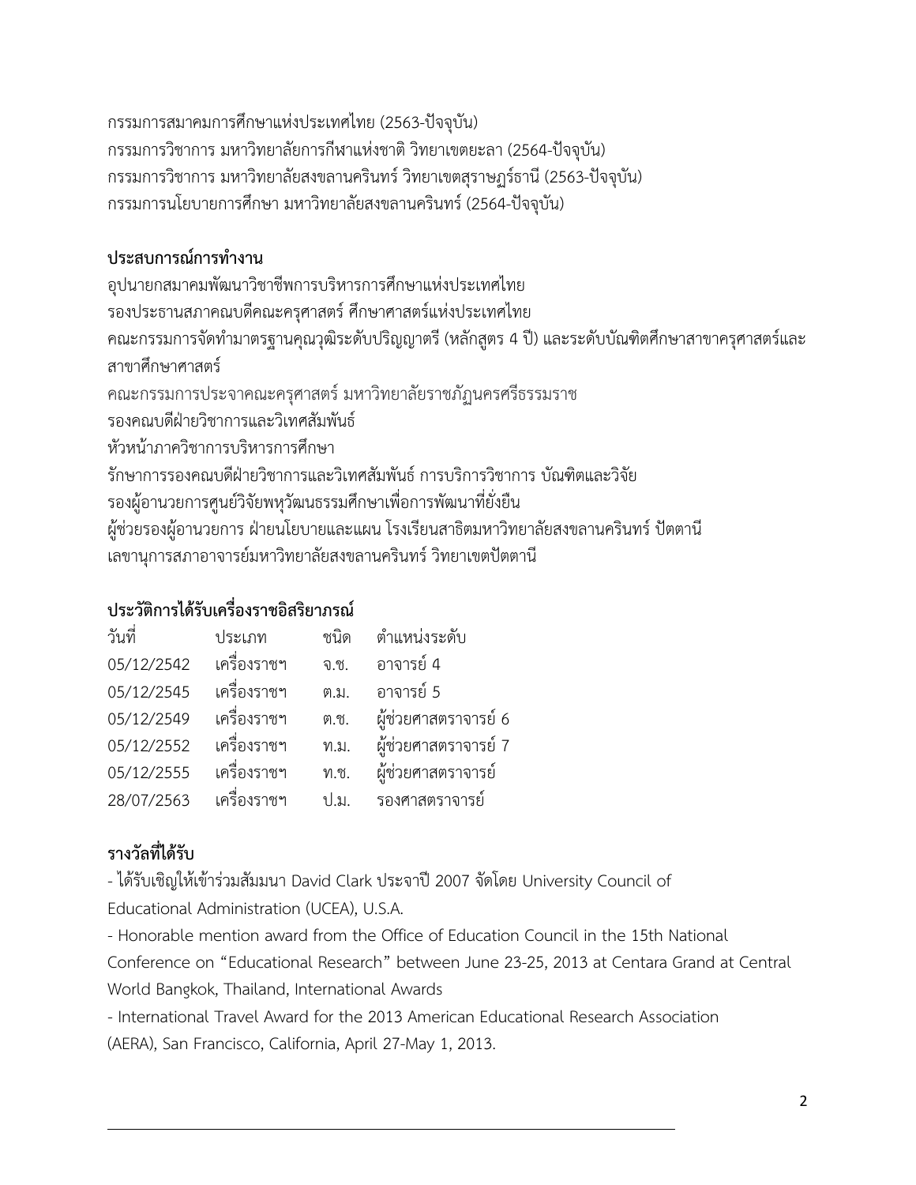กรรมการสมาคมการศึกษาแห่งประเทศไทย (2563-ปัจจุบัน)
กรรมการวิชาการ มหาวิทยาลัยการกีฬาแห่งชาติ วิทยาเขตยะลา (2564-ปัจจุบัน)
กรรมการวิชาการ มหาวิทยาลัยสงขลานครินทร์ วิทยาเขตสุราษฎร์ธานี (2563-ปัจจุบัน)
กรรมการนโยบายการศึกษา มหาวิทยาลัยสงขลานครินทร์ (2564-ปัจจุบัน)

## ประสบการณ์การทำงาน

อุปนายกสมาคมพัฒนาวิชาชีพการบริหารการศึกษาแห่งประเทศไทย
รองประธานสภาคณบดีคณะครุศาสตร์ ศึกษาศาสตร์แห่งประเทศไทย
คณะกรรมการจัดทำมาตรฐานคุณวุฒิระดับปริญญาตรี (หลักสูตร 4 ปี) และระดับบัณฑิตศึกษาสาขาครุศาสตร์และสาขาศึกษาศาสตร์
คณะกรรมการประจำคณะครุศาสตร์ มหาวิทยาลัยราชภัฏนครศรีธรรมราช
รองคณบดีฝ่ายวิชาการและวิเทศสัมพันธ์
หัวหน้าภาควิชาการบริหารการศึกษา
รักษาการรองคณบดีฝ่ายวิชาการและวิเทศสัมพันธ์ การบริการวิชาการ บัณฑิตและวิจัย
รองผู้อำนวยการศูนย์วิจัยพหุวัฒนธรรมศึกษาเพื่อการพัฒนาที่ยั่งยืน
ผู้ช่วยรองผู้อำนวยการ ฝ่ายนโยบายและแผน โรงเรียนสาธิตมหาวิทยาลัยสงขลานครินทร์ ปัตตานี
เลขานุการสภาอาจารย์มหาวิทยาลัยสงขลานครินทร์ วิทยาเขตปัตตานี

## ประวัติการได้รับเครื่องราชอิสริยาภรณ์

| วันที่ | ประเภท | ชนิด | ตำแหน่งระดับ |
|---|---|---|---|
| 05/12/2542 | เครื่องราชฯ | จ.ช. | อาจารย์ 4 |
| 05/12/2545 | เครื่องราชฯ | ต.ม. | อาจารย์ 5 |
| 05/12/2549 | เครื่องราชฯ | ต.ช. | ผู้ช่วยศาสตราจารย์ 6 |
| 05/12/2552 | เครื่องราชฯ | ท.ม. | ผู้ช่วยศาสตราจารย์ 7 |
| 05/12/2555 | เครื่องราชฯ | ท.ช. | ผู้ช่วยศาสตราจารย์ |
| 28/07/2563 | เครื่องราชฯ | ป.ม. | รองศาสตราจารย์ |

## รางวัลที่ได้รับ

- ได้รับเชิญให้เข้าร่วมสัมมนา David Clark ประจำปี 2007 จัดโดย University Council of Educational Administration (UCEA), U.S.A.
- Honorable mention award from the Office of Education Council in the 15th National Conference on "Educational Research" between June 23-25, 2013 at Centara Grand at Central World Bangkok, Thailand, International Awards
- International Travel Award for the 2013 American Educational Research Association (AERA), San Francisco, California, April 27-May 1, 2013.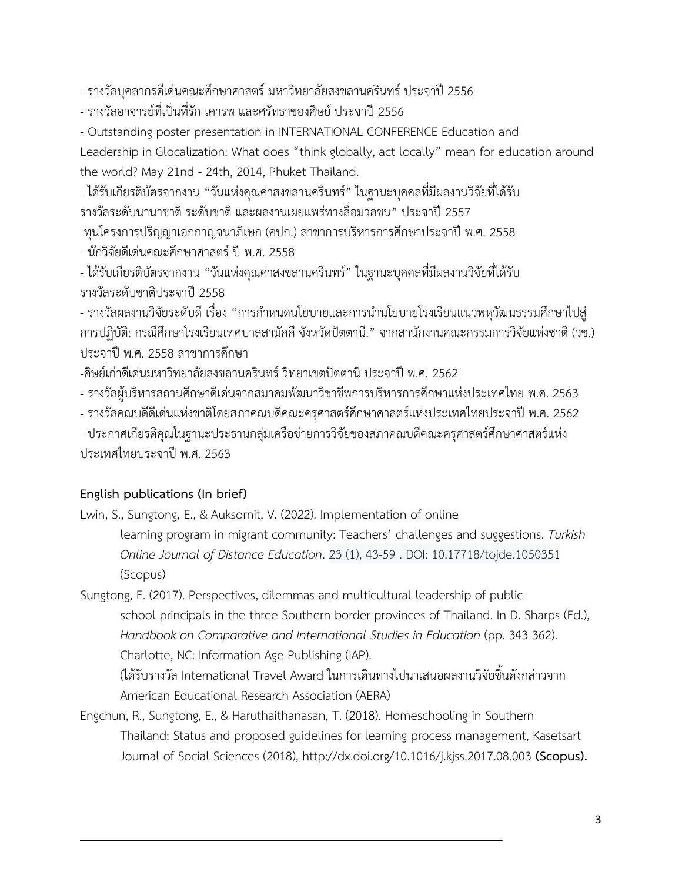- รางวัลบุคลากรดีเด่นคณะศึกษาศาสตร์ มหาวิทยาลัยสงขลานครินทร์ ประจาปี 2556
- รางวัลอาจารย์ที่เป็นที่รัก เคารพ และศรัทธาของศิษย์ ประจาปี 2556
- Outstanding poster presentation in INTERNATIONAL CONFERENCE Education and Leadership in Glocalization: What does "think globally, act locally" mean for education around the world? May 21nd - 24th, 2014, Phuket Thailand.
- ได้รับเกียรติบัตรจากงาน "วันแห่งคุณค่าสงขลานครินทร์" ในฐานะบุคคลที่มีผลงานวิจัยที่ได้รับรางวัลระดับนานาชาติ ระดับชาติ และผลงานเผยแพร่ทางสื่อมวลชน" ประจาปี 2557
-ทุนโครงการปริญญาเอกกาญจนาภิเษก (คปก.) สาขาการบริหารการศึกษาประจาปี พ.ศ. 2558
- นักวิจัยดีเด่นคณะศึกษาศาสตร์ ปี พ.ศ. 2558
- ได้รับเกียรติบัตรจากงาน "วันแห่งคุณค่าสงขลานครินทร์" ในฐานะบุคคลที่มีผลงานวิจัยที่ได้รับรางวัลระดับชาติประจาปี 2558
- รางวัลผลงานวิจัยระดับดี เรื่อง "การกำหนดนโยบายและการนำนโยบายโรงเรียนแนวพหุวัฒนธรรมศึกษาไปสู่การปฏิบัติ: กรณีศึกษาโรงเรียนเทศบาลสามัคคี จังหวัดปัตตานี." จากสานักงานคณะกรรมการวิจัยแห่งชาติ (วช.) ประจาปี พ.ศ. 2558 สาขาการศึกษา
-ศิษย์เก่าดีเด่นมหาวิทยาลัยสงขลานครินทร์ วิทยาเขตปัตตานี ประจาปี พ.ศ. 2562
- รางวัลผู้บริหารสถานศึกษาดีเด่นจากสมาคมพัฒนาวิชาชีพการบริหารการศึกษาแห่งประเทศไทย พ.ศ. 2563
- รางวัลคณบดีดีเด่นแห่งชาติโดยสภาคณบดีคณะครุศาสตร์ศึกษาศาสตร์แห่งประเทศไทยประจาปี พ.ศ. 2562
- ประกาศเกียรติคุณในฐานะประธานกลุ่มเครือข่ายการวิจัยของสภาคณบดีคณะครุศาสตร์ศึกษาศาสตร์แห่งประเทศไทยประจาปี พ.ศ. 2563

**English publications (In brief)**

Lwin, S., Sungtong, E., & Auksornit, V. (2022). Implementation of online learning program in migrant community: Teachers' challenges and suggestions. *Turkish Online Journal of Distance Education*. 23 (1), 43-59 . DOI: 10.17718/tojde.1050351 (Scopus)

Sungtong, E. (2017). Perspectives, dilemmas and multicultural leadership of public school principals in the three Southern border provinces of Thailand. In D. Sharps (Ed.), *Handbook on Comparative and International Studies in Education* (pp. 343-362). Charlotte, NC: Information Age Publishing (IAP).
(ได้รับรางวัล International Travel Award ในการเดินทางไปนาเสนอผลงานวิจัยชิ้นดังกล่าวจาก American Educational Research Association (AERA)

Engchun, R., Sungtong, E., & Haruthaithanasan, T. (2018). Homeschooling in Southern Thailand: Status and proposed guidelines for learning process management, Kasetsart Journal of Social Sciences (2018), http://dx.doi.org/10.1016/j.kjss.2017.08.003 **(Scopus).**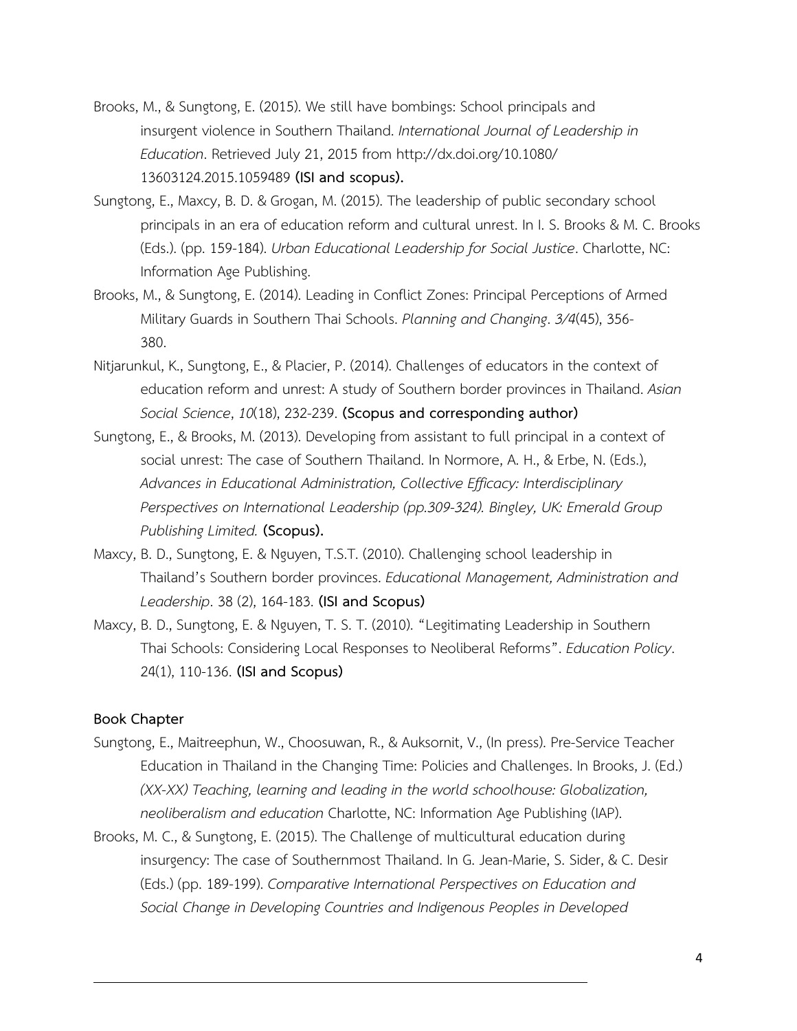Brooks, M., & Sungtong, E. (2015). We still have bombings: School principals and insurgent violence in Southern Thailand. *International Journal of Leadership in Education*. Retrieved July 21, 2015 from http://dx.doi.org/10.1080/13603124.2015.1059489 **(ISI and scopus).**

Sungtong, E., Maxcy, B. D. & Grogan, M. (2015). The leadership of public secondary school principals in an era of education reform and cultural unrest. In I. S. Brooks & M. C. Brooks (Eds.). (pp. 159-184). *Urban Educational Leadership for Social Justice*. Charlotte, NC: Information Age Publishing.

Brooks, M., & Sungtong, E. (2014). Leading in Conflict Zones: Principal Perceptions of Armed Military Guards in Southern Thai Schools. *Planning and Changing*. *3/4*(45), 356-380.

Nitjarunkul, K., Sungtong, E., & Placier, P. (2014). Challenges of educators in the context of education reform and unrest: A study of Southern border provinces in Thailand. *Asian Social Science*, *10*(18), 232-239. **(Scopus and corresponding author)**

Sungtong, E., & Brooks, M. (2013). Developing from assistant to full principal in a context of social unrest: The case of Southern Thailand. In Normore, A. H., & Erbe, N. (Eds.), *Advances in Educational Administration, Collective Efficacy: Interdisciplinary Perspectives on International Leadership (pp.309-324). Bingley, UK: Emerald Group Publishing Limited.* **(Scopus).**

Maxcy, B. D., Sungtong, E. & Nguyen, T.S.T. (2010). Challenging school leadership in Thailand's Southern border provinces. *Educational Management, Administration and Leadership*. 38 (2), 164-183. **(ISI and Scopus)**

Maxcy, B. D., Sungtong, E. & Nguyen, T. S. T. (2010). "Legitimating Leadership in Southern Thai Schools: Considering Local Responses to Neoliberal Reforms". *Education Policy*. 24(1), 110-136. **(ISI and Scopus)**

**Book Chapter**

Sungtong, E., Maitreephun, W., Choosuwan, R., & Auksornit, V., (In press). Pre-Service Teacher Education in Thailand in the Changing Time: Policies and Challenges. In Brooks, J. (Ed.) *(XX-XX) Teaching, learning and leading in the world schoolhouse: Globalization, neoliberalism and education* Charlotte, NC: Information Age Publishing (IAP).

Brooks, M. C., & Sungtong, E. (2015). The Challenge of multicultural education during insurgency: The case of Southernmost Thailand. In G. Jean-Marie, S. Sider, & C. Desir (Eds.) (pp. 189-199). *Comparative International Perspectives on Education and Social Change in Developing Countries and Indigenous Peoples in Developed*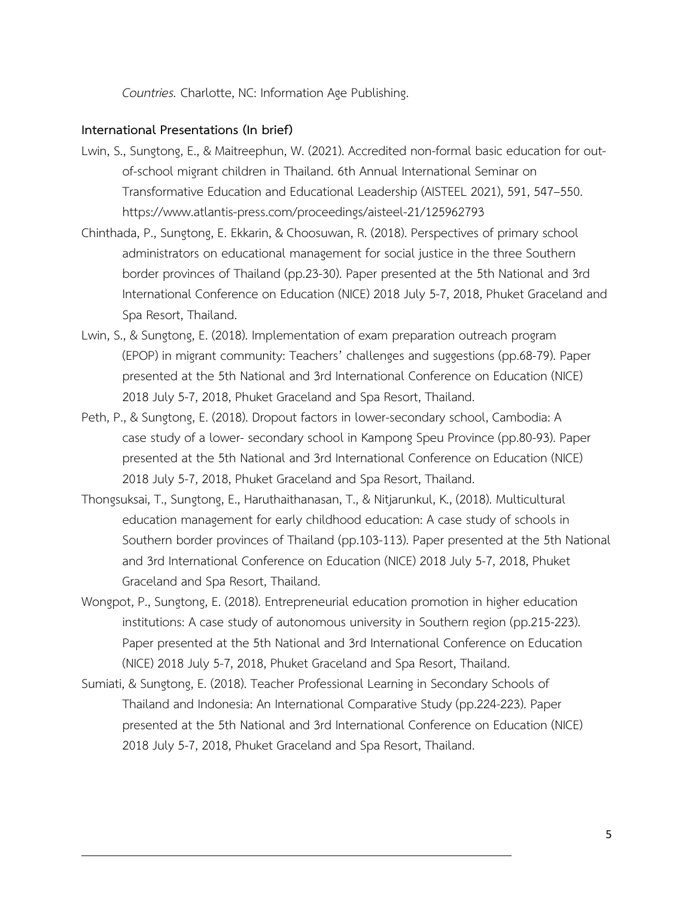*Countries.* Charlotte, NC: Information Age Publishing.

**International Presentations (In brief)**

Lwin, S., Sungtong, E., & Maitreephun, W. (2021). Accredited non-formal basic education for out-of-school migrant children in Thailand. 6th Annual International Seminar on Transformative Education and Educational Leadership (AISTEEL 2021), 591, 547–550. https://www.atlantis-press.com/proceedings/aisteel-21/125962793

Chinthada, P., Sungtong, E. Ekkarin, & Choosuwan, R. (2018). Perspectives of primary school administrators on educational management for social justice in the three Southern border provinces of Thailand (pp.23-30). Paper presented at the 5th National and 3rd International Conference on Education (NICE) 2018 July 5-7, 2018, Phuket Graceland and Spa Resort, Thailand.

Lwin, S., & Sungtong, E. (2018). Implementation of exam preparation outreach program (EPOP) in migrant community: Teachers' challenges and suggestions (pp.68-79). Paper presented at the 5th National and 3rd International Conference on Education (NICE) 2018 July 5-7, 2018, Phuket Graceland and Spa Resort, Thailand.

Peth, P., & Sungtong, E. (2018). Dropout factors in lower-secondary school, Cambodia: A case study of a lower- secondary school in Kampong Speu Province (pp.80-93). Paper presented at the 5th National and 3rd International Conference on Education (NICE) 2018 July 5-7, 2018, Phuket Graceland and Spa Resort, Thailand.

Thongsuksai, T., Sungtong, E., Haruthaithanasan, T., & Nitjarunkul, K., (2018). Multicultural education management for early childhood education: A case study of schools in Southern border provinces of Thailand (pp.103-113). Paper presented at the 5th National and 3rd International Conference on Education (NICE) 2018 July 5-7, 2018, Phuket Graceland and Spa Resort, Thailand.

Wongpot, P., Sungtong, E. (2018). Entrepreneurial education promotion in higher education institutions: A case study of autonomous university in Southern region (pp.215-223). Paper presented at the 5th National and 3rd International Conference on Education (NICE) 2018 July 5-7, 2018, Phuket Graceland and Spa Resort, Thailand.

Sumiati, & Sungtong, E. (2018). Teacher Professional Learning in Secondary Schools of Thailand and Indonesia: An International Comparative Study (pp.224-223). Paper presented at the 5th National and 3rd International Conference on Education (NICE) 2018 July 5-7, 2018, Phuket Graceland and Spa Resort, Thailand.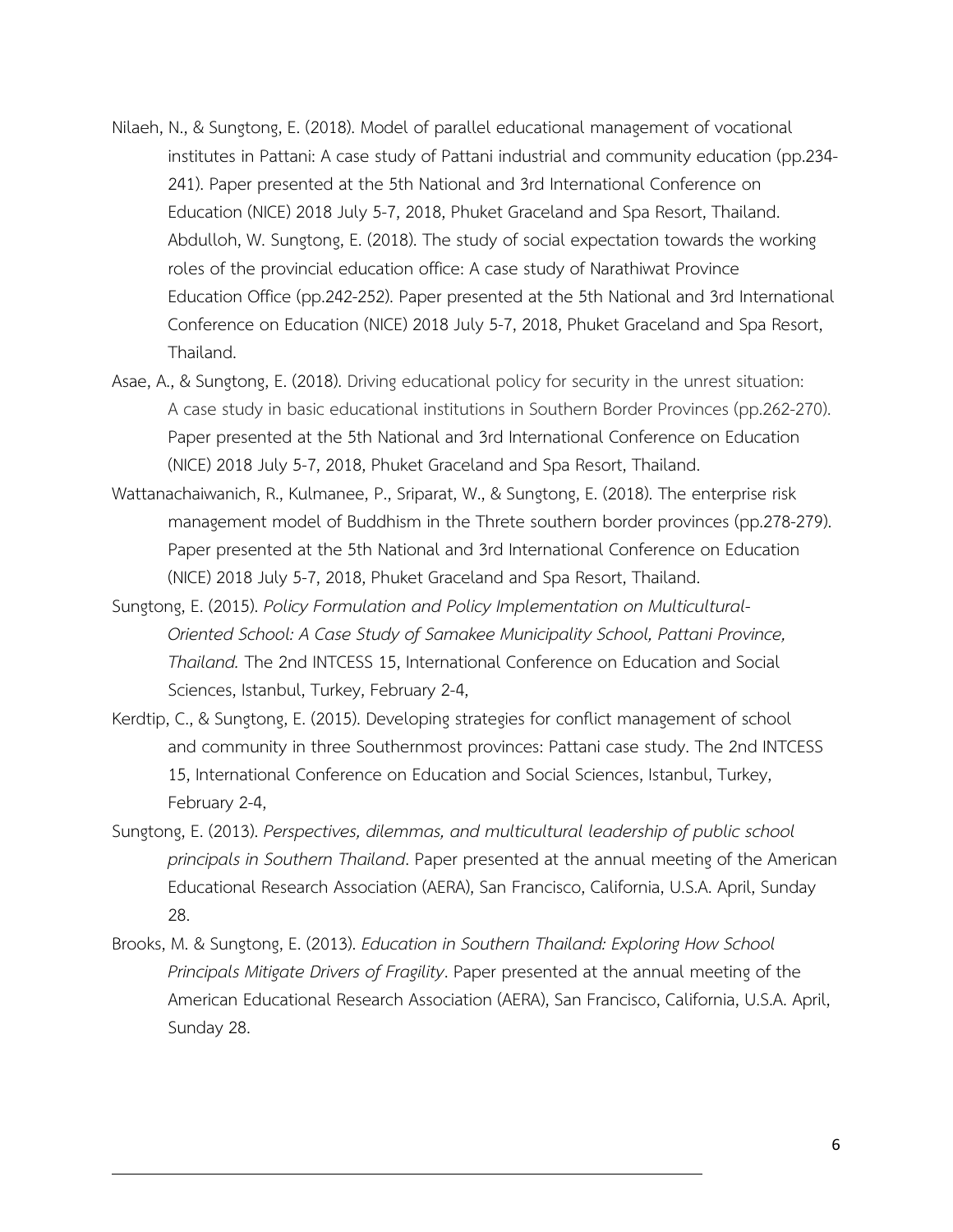Nilaeh, N., & Sungtong, E. (2018). Model of parallel educational management of vocational institutes in Pattani: A case study of Pattani industrial and community education (pp.234-241). Paper presented at the 5th National and 3rd International Conference on Education (NICE) 2018 July 5-7, 2018, Phuket Graceland and Spa Resort, Thailand. Abdulloh, W. Sungtong, E. (2018). The study of social expectation towards the working roles of the provincial education office: A case study of Narathiwat Province Education Office (pp.242-252). Paper presented at the 5th National and 3rd International Conference on Education (NICE) 2018 July 5-7, 2018, Phuket Graceland and Spa Resort, Thailand.

Asae, A., & Sungtong, E. (2018). Driving educational policy for security in the unrest situation: A case study in basic educational institutions in Southern Border Provinces (pp.262-270). Paper presented at the 5th National and 3rd International Conference on Education (NICE) 2018 July 5-7, 2018, Phuket Graceland and Spa Resort, Thailand.

Wattanachaiwanich, R., Kulmanee, P., Sriparat, W., & Sungtong, E. (2018). The enterprise risk management model of Buddhism in the Threte southern border provinces (pp.278-279). Paper presented at the 5th National and 3rd International Conference on Education (NICE) 2018 July 5-7, 2018, Phuket Graceland and Spa Resort, Thailand.

Sungtong, E. (2015). *Policy Formulation and Policy Implementation on Multicultural-Oriented School: A Case Study of Samakee Municipality School, Pattani Province, Thailand.* The 2nd INTCESS 15, International Conference on Education and Social Sciences, Istanbul, Turkey, February 2-4,

Kerdtip, C., & Sungtong, E. (2015). Developing strategies for conflict management of school and community in three Southernmost provinces: Pattani case study. The 2nd INTCESS 15, International Conference on Education and Social Sciences, Istanbul, Turkey, February 2-4,

Sungtong, E. (2013). *Perspectives, dilemmas, and multicultural leadership of public school principals in Southern Thailand*. Paper presented at the annual meeting of the American Educational Research Association (AERA), San Francisco, California, U.S.A. April, Sunday 28.

Brooks, M. & Sungtong, E. (2013). *Education in Southern Thailand: Exploring How School Principals Mitigate Drivers of Fragility*. Paper presented at the annual meeting of the American Educational Research Association (AERA), San Francisco, California, U.S.A. April, Sunday 28.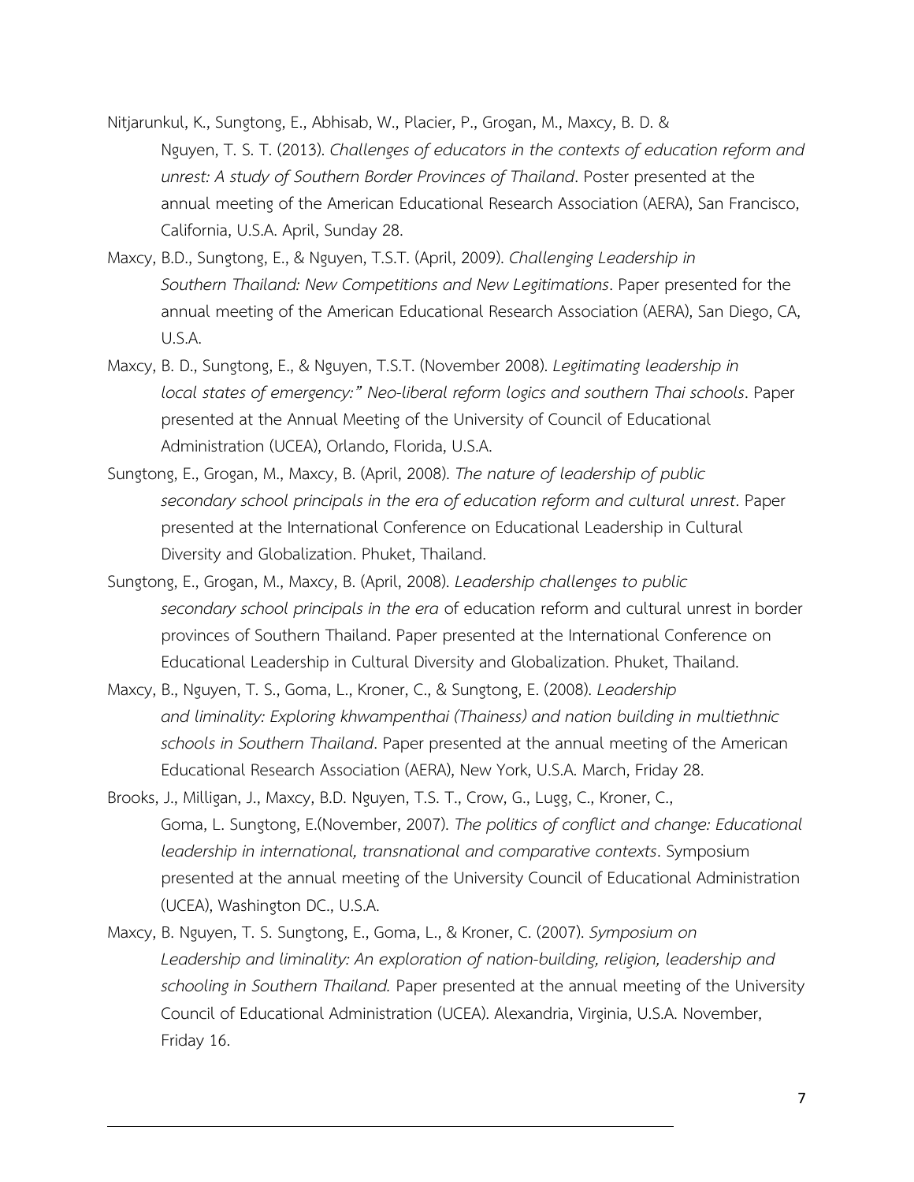Nitjarunkul, K., Sungtong, E., Abhisab, W., Placier, P., Grogan, M., Maxcy, B. D. & Nguyen, T. S. T. (2013). *Challenges of educators in the contexts of education reform and unrest: A study of Southern Border Provinces of Thailand*. Poster presented at the annual meeting of the American Educational Research Association (AERA), San Francisco, California, U.S.A. April, Sunday 28.

Maxcy, B.D., Sungtong, E., & Nguyen, T.S.T. (April, 2009). *Challenging Leadership in Southern Thailand: New Competitions and New Legitimations*. Paper presented for the annual meeting of the American Educational Research Association (AERA), San Diego, CA, U.S.A.

Maxcy, B. D., Sungtong, E., & Nguyen, T.S.T. (November 2008). *Legitimating leadership in local states of emergency:" Neo-liberal reform logics and southern Thai schools*. Paper presented at the Annual Meeting of the University of Council of Educational Administration (UCEA), Orlando, Florida, U.S.A.

Sungtong, E., Grogan, M., Maxcy, B. (April, 2008). *The nature of leadership of public secondary school principals in the era of education reform and cultural unrest*. Paper presented at the International Conference on Educational Leadership in Cultural Diversity and Globalization. Phuket, Thailand.

Sungtong, E., Grogan, M., Maxcy, B. (April, 2008). *Leadership challenges to public secondary school principals in the era* of education reform and cultural unrest in border provinces of Southern Thailand. Paper presented at the International Conference on Educational Leadership in Cultural Diversity and Globalization. Phuket, Thailand.

Maxcy, B., Nguyen, T. S., Goma, L., Kroner, C., & Sungtong, E. (2008). *Leadership and liminality: Exploring khwampenthai (Thainess) and nation building in multiethnic schools in Southern Thailand*. Paper presented at the annual meeting of the American Educational Research Association (AERA), New York, U.S.A. March, Friday 28.

Brooks, J., Milligan, J., Maxcy, B.D. Nguyen, T.S. T., Crow, G., Lugg, C., Kroner, C., Goma, L. Sungtong, E.(November, 2007). *The politics of conflict and change: Educational leadership in international, transnational and comparative contexts*. Symposium presented at the annual meeting of the University Council of Educational Administration (UCEA), Washington DC., U.S.A.

Maxcy, B. Nguyen, T. S. Sungtong, E., Goma, L., & Kroner, C. (2007). *Symposium on Leadership and liminality: An exploration of nation-building, religion, leadership and schooling in Southern Thailand.* Paper presented at the annual meeting of the University Council of Educational Administration (UCEA). Alexandria, Virginia, U.S.A. November, Friday 16.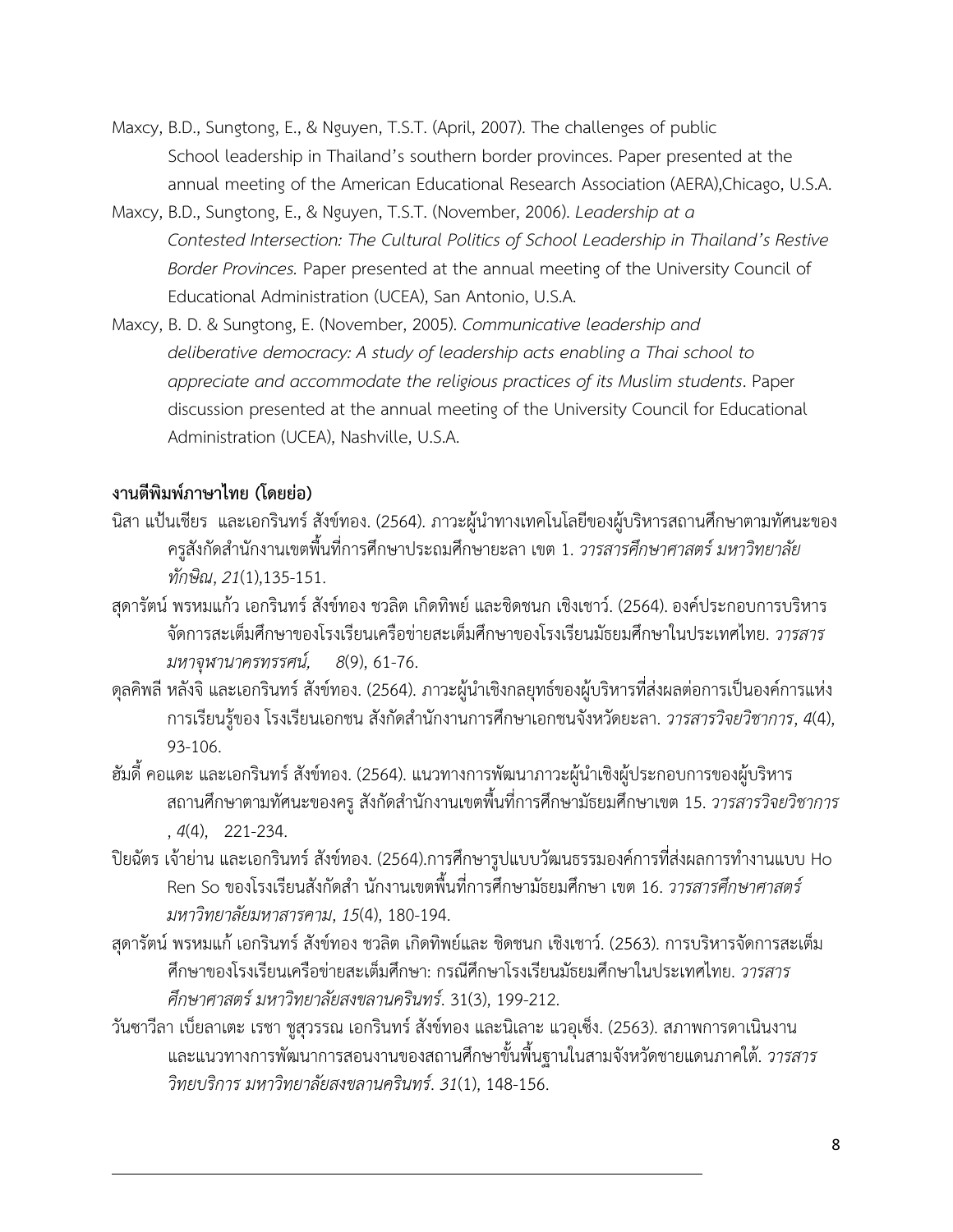Maxcy, B.D., Sungtong, E., & Nguyen, T.S.T. (April, 2007). The challenges of public School leadership in Thailand's southern border provinces. Paper presented at the annual meeting of the American Educational Research Association (AERA),Chicago, U.S.A.

Maxcy, B.D., Sungtong, E., & Nguyen, T.S.T. (November, 2006). *Leadership at a Contested Intersection: The Cultural Politics of School Leadership in Thailand's Restive Border Provinces.* Paper presented at the annual meeting of the University Council of Educational Administration (UCEA), San Antonio, U.S.A.

Maxcy, B. D. & Sungtong, E. (November, 2005). *Communicative leadership and deliberative democracy: A study of leadership acts enabling a Thai school to appreciate and accommodate the religious practices of its Muslim students*. Paper discussion presented at the annual meeting of the University Council for Educational Administration (UCEA), Nashville, U.S.A.

**งานตีพิมพ์ภาษาไทย (โดยย่อ)**

นิสา แป้นเชียร และเอกรินทร์ สังข์ทอง. (2564). ภาวะผู้นำทางเทคโนโลยีของผู้บริหารสถานศึกษาตามทัศนะของครูสังกัดสำนักงานเขตพื้นที่การศึกษาประถมศึกษายะลา เขต 1. *วารสารศึกษาศาสตร์ มหาวิทยาลัยทักษิณ*, *21*(1),135-151.

สุดารัตน์ พรหมแก้ว เอกรินทร์ สังข์ทอง ชวลิต เกิดทิพย์ และชิดชนก เชิงเชาว์. (2564). องค์ประกอบการบริหารจัดการสะเต็มศึกษาของโรงเรียนเครือข่ายสะเต็มศึกษาของโรงเรียนมัธยมศึกษาในประเทศไทย. *วารสารมหาจุฬานาครทรรศน์,* *8*(9), 61-76.

ดุลคิฟลี หลังจิ และเอกรินทร์ สังข์ทอง. (2564). ภาวะผู้นำเชิงกลยุทธ์ของผู้บริหารที่ส่งผลต่อการเป็นองค์การแห่งการเรียนรู้ของ โรงเรียนเอกชน สังกัดสำนักงานการศึกษาเอกชนจังหวัดยะลา. *วารสารวิจยวิชาการ*, *4*(4), 93-106.

ฮัมดี้ คอแดะ และเอกรินทร์ สังข์ทอง. (2564). แนวทางการพัฒนาภาวะผู้นำเชิงผู้ประกอบการของผู้บริหารสถานศึกษาตามทัศนะของครู สังกัดสำนักงานเขตพื้นที่การศึกษามัธยมศึกษาเขต 15. *วารสารวิจยวิชาการ*, *4*(4), 221-234.

ปิยฉัตร เจ้าย่าน และเอกรินทร์ สังข์ทอง. (2564).การศึกษารูปแบบวัฒนธรรมองค์การที่ส่งผลการทำงานแบบ Ho Ren So ของโรงเรียนสังกัดสำ นักงานเขตพื้นที่การศึกษามัธยมศึกษา เขต 16. *วารสารศึกษาศาสตร์ มหาวิทยาลัยมหาสารคาม*, *15*(4), 180-194.

สุดารัตน์ พรหมแก้ เอกรินทร์ สังข์ทอง ชวลิต เกิดทิพย์และ ชิดชนก เชิงเชาว์. (2563). การบริหารจัดการสะเต็มศึกษาของโรงเรียนเครือข่ายสะเต็มศึกษา: กรณีศึกษาโรงเรียนมัธยมศึกษาในประเทศไทย. *วารสารศึกษาศาสตร์ มหาวิทยาลัยสงขลานครินทร์*. 31(3), 199-212.

วันซาวีลา เบ็ยลาเตะ เรชา ชูสุวรรณ เอกรินทร์ สังข์ทอง และนิเลาะ แวอุเซ็ง. (2563). สภาพการดาเนินงานและแนวทางการพัฒนาการสอนงานของสถานศึกษาขั้นพื้นฐานในสามจังหวัดชายแดนภาคใต้. *วารสารวิทยบริการ มหาวิทยาลัยสงขลานครินทร์*. *31*(1), 148-156.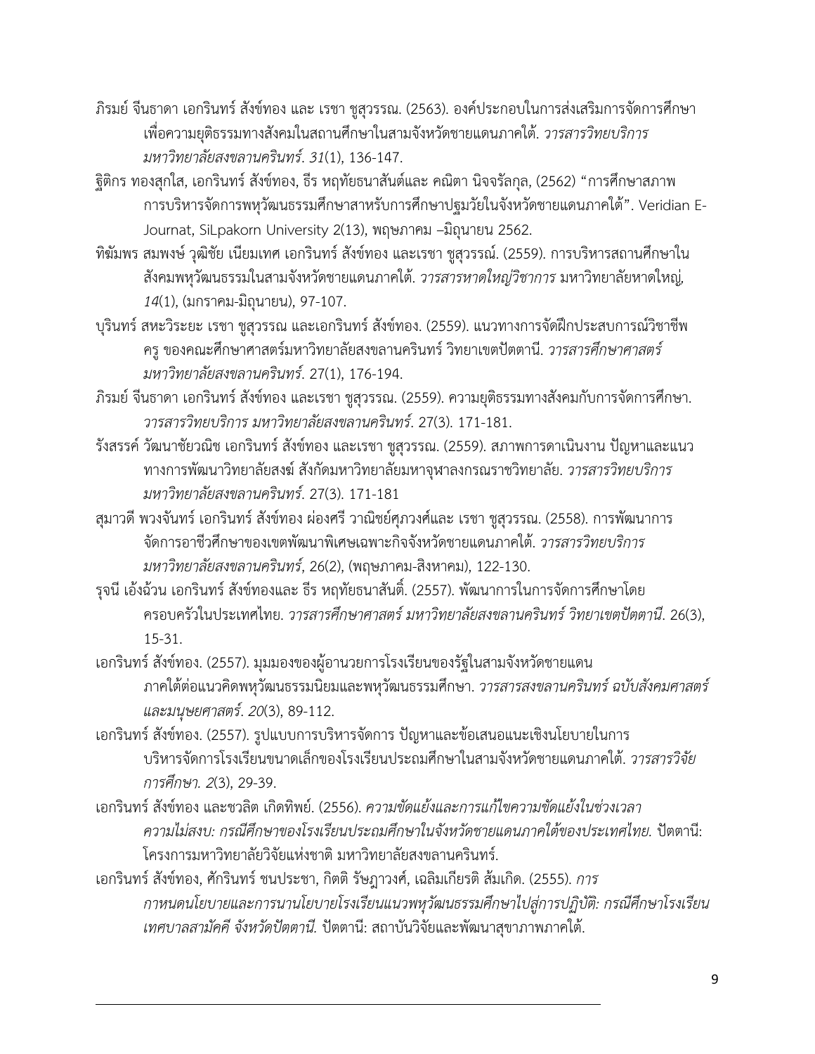ภิรมย์ จีนธาดา เอกรินทร์ สังข์ทอง และ เรชา ชูสุวรรณ. (2563). องค์ประกอบในการส่งเสริมการจัดการศึกษาเพื่อความยุติธรรมทางสังคมในสถานศึกษาในสามจังหวัดชายแดนภาคใต้. *วารสารวิทยบริการ มหาวิทยาลัยสงขลานครินทร์. 31*(1), 136-147.

ฐิติกร ทองสุกใส, เอกรินทร์ สังข์ทอง, ธีร หฤทัยธนาสันต์และ คณิตา นิจจรัลกุล, (2562) "การศึกษาสภาพการบริหารจัดการพหุวัฒนธรรมศึกษาสาหรับการศึกษาปฐมวัยในจังหวัดชายแดนภาคใต้". Veridian E-Journat, SiLpakorn University 2(13), พฤษภาคม –มิถุนายน 2562.

ทิฆัมพร สมพงษ์ วุฒิชัย เนียมเทศ เอกรินทร์ สังข์ทอง และเรชา ชูสุวรรณ์. (2559). การบริหารสถานศึกษาในสังคมพหุวัฒนธรรมในสามจังหวัดชายแดนภาคใต้. *วารสารหาดใหญ่วิชาการ* มหาวิทยาลัยหาดใหญ่, *14*(1), (มกราคม-มิถุนายน), 97-107.

บุรินทร์ สหะวิระยะ เรชา ชูสุวรรณ และเอกรินทร์ สังข์ทอง. (2559). แนวทางการจัดฝึกประสบการณ์วิชาชีพครู ของคณะศึกษาศาสตร์มหาวิทยาลัยสงขลานครินทร์ วิทยาเขตปัตตานี. *วารสารศึกษาศาสตร์ มหาวิทยาลัยสงขลานครินทร์*. 27(1), 176-194.

ภิรมย์ จีนธาดา เอกรินทร์ สังข์ทอง และเรชา ชูสุวรรณ. (2559). ความยุติธรรมทางสังคมกับการจัดการศึกษา. *วารสารวิทยบริการ มหาวิทยาลัยสงขลานครินทร์*. 27(3). 171-181.

รังสรรค์ วัฒนาชัยวณิช เอกรินทร์ สังข์ทอง และเรชา ชูสุวรรณ. (2559). สภาพการดาเนินงาน ปัญหาและแนวทางการพัฒนาวิทยาลัยสงฆ์ สังกัดมหาวิทยาลัยมหาจุฬาลงกรณราชวิทยาลัย. *วารสารวิทยบริการ มหาวิทยาลัยสงขลานครินทร์*. 27(3). 171-181

สุมาวดี พวงจันทร์ เอกรินทร์ สังข์ทอง ผ่องศรี วาณิชย์ศุภวงศ์และ เรชา ชูสุวรรณ. (2558). การพัฒนาการจัดการอาชีวศึกษาของเขตพัฒนาพิเศษเฉพาะกิจจังหวัดชายแดนภาคใต้. *วารสารวิทยบริการ มหาวิทยาลัยสงขลานครินทร์*, 26(2), (พฤษภาคม-สิงหาคม), 122-130.

รุจนี เอ้งฉ้วน เอกรินทร์ สังข์ทองและ ธีร หฤทัยธนาสันติ์. (2557). พัฒนาการในการจัดการศึกษาโดยครอบครัวในประเทศไทย. *วารสารศึกษาศาสตร์ มหาวิทยาลัยสงขลานครินทร์ วิทยาเขตปัตตานี*. 26(3), 15-31.

เอกรินทร์ สังข์ทอง. (2557). มุมมองของผู้อานวยการโรงเรียนของรัฐในสามจังหวัดชายแดนภาคใต้ต่อแนวคิดพหุวัฒนธรรมนิยมและพหุวัฒนธรรมศึกษา. *วารสารสงขลานครินทร์ ฉบับสังคมศาสตร์และมนุษยศาสตร์. 20*(3), 89-112.

เอกรินทร์ สังข์ทอง. (2557). รูปแบบการบริหารจัดการ ปัญหาและข้อเสนอแนะเชิงนโยบายในการบริหารจัดการโรงเรียนขนาดเล็กของโรงเรียนประถมศึกษาในสามจังหวัดชายแดนภาคใต้. *วารสารวิจัยการศึกษา. 2*(3), 29-39.

เอกรินทร์ สังข์ทอง และชวลิต เกิดทิพย์. (2556). *ความขัดแย้งและการแก้ไขความขัดแย้งในช่วงเวลาความไม่สงบ: กรณีศึกษาของโรงเรียนประถมศึกษาในจังหวัดชายแดนภาคใต้ของประเทศไทย.* ปัตตานี: โครงการมหาวิทยาลัยวิจัยแห่งชาติ มหาวิทยาลัยสงขลานครินทร์.

เอกรินทร์ สังข์ทอง, ศักรินทร์ ชนประชา, กิตติ รัษฎาวงศ์, เฉลิมเกียรติ ส้มเกิด. (2555). *การกาหนดนโยบายและการนานโยบายโรงเรียนแนวพหุวัฒนธรรมศึกษาไปสู่การปฏิบัติ: กรณีศึกษาโรงเรียนเทศบาลสามัคคี จังหวัดปัตตานี.* ปัตตานี: สถาบันวิจัยและพัฒนาสุขาภาพภาคใต้.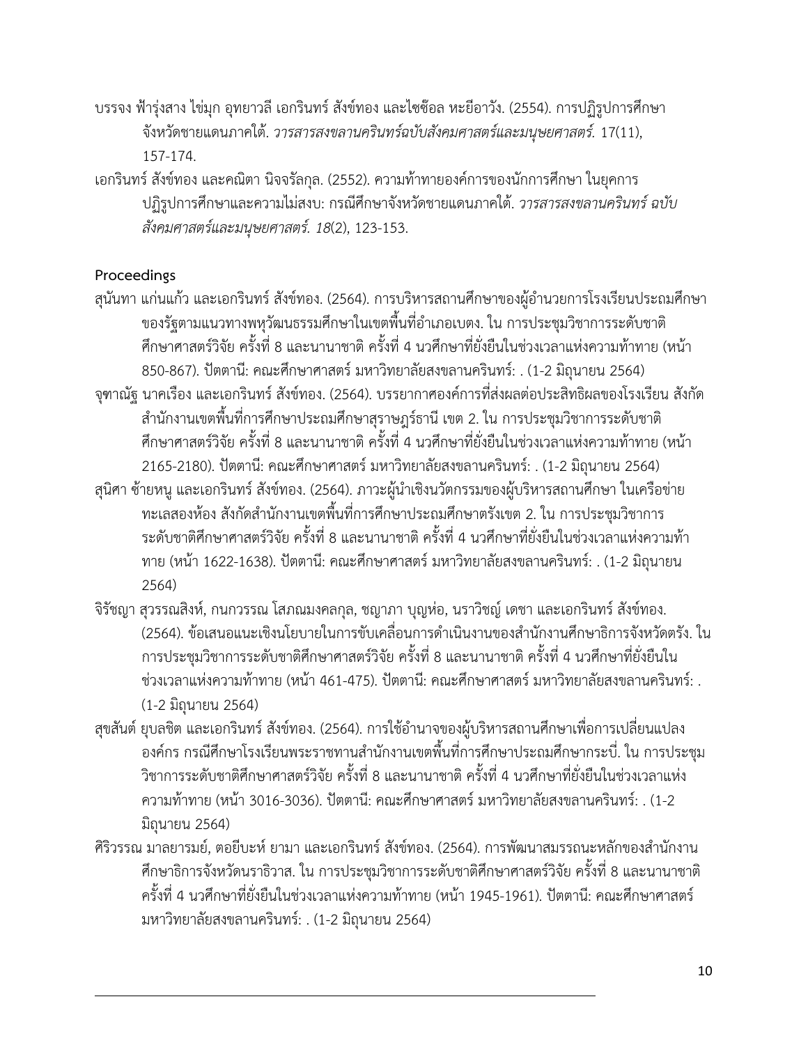บรรจง ฟ้ารุ่งสาง ไข่มุก อุทยาวลี เอกรินทร์ สังข์ทอง และไซซ๊อล หะยีอาวัง. (2554). การปฏิรูปการศึกษาจังหวัดชายแดนภาคใต้. *วารสารสงขลานครินทร์ฉบับสังคมศาสตร์และมนุษยศาสตร์.* 17(11), 157-174.

เอกรินทร์ สังข์ทอง และคณิตา นิจจรัลกุล. (2552). ความท้าทายองค์การของนักการศึกษา ในยุคการปฏิรูปการศึกษาและความไม่สงบ: กรณีศึกษาจังหวัดชายแดนภาคใต้. *วารสารสงขลานครินทร์ ฉบับสังคมศาสตร์และมนุษยศาสตร์. 18*(2), 123-153.

**Proceedings**

สุนันทา แก่นแก้ว และเอกรินทร์ สังข์ทอง. (2564). การบริหารสถานศึกษาของผู้อำนวยการโรงเรียนประถมศึกษาของรัฐตามแนวทางพหุวัฒนธรรมศึกษาในเขตพื้นที่อำเภอเบตง. ใน การประชุมวิชาการระดับชาติศึกษาศาสตร์วิจัย ครั้งที่ 8 และนานาชาติ ครั้งที่ 4 นวศึกษาที่ยั่งยืนในช่วงเวลาแห่งความท้าทาย (หน้า 850-867). ปัตตานี: คณะศึกษาศาสตร์ มหาวิทยาลัยสงขลานครินทร์: . (1-2 มิถุนายน 2564)

จุฑาณัฐ นาคเรือง และเอกรินทร์ สังข์ทอง. (2564). บรรยากาศองค์การที่ส่งผลต่อประสิทธิผลของโรงเรียน สังกัดสำนักงานเขตพื้นที่การศึกษาประถมศึกษาสุราษฎร์ธานี เขต 2. ใน การประชุมวิชาการระดับชาติศึกษาศาสตร์วิจัย ครั้งที่ 8 และนานาชาติ ครั้งที่ 4 นวศึกษาที่ยั่งยืนในช่วงเวลาแห่งความท้าทาย (หน้า 2165-2180). ปัตตานี: คณะศึกษาศาสตร์ มหาวิทยาลัยสงขลานครินทร์: . (1-2 มิถุนายน 2564)

สุนิศา ซ้ายหนู และเอกรินทร์ สังข์ทอง. (2564). ภาวะผู้นำเชิงนวัตกรรมของผู้บริหารสถานศึกษา ในเครือข่ายทะเลสองห้อง สังกัดสำนักงานเขตพื้นที่การศึกษาประถมศึกษาตรังเขต 2. ใน การประชุมวิชาการระดับชาติศึกษาศาสตร์วิจัย ครั้งที่ 8 และนานาชาติ ครั้งที่ 4 นวศึกษาที่ยั่งยืนในช่วงเวลาแห่งความท้าทาย (หน้า 1622-1638). ปัตตานี: คณะศึกษาศาสตร์ มหาวิทยาลัยสงขลานครินทร์: . (1-2 มิถุนายน 2564)

จิรัชญา สุวรรณสิงห์, กนกวรรณ โสภณมงคลกุล, ชญาภา บุญห่อ, นราวิชญ์ เดชา และเอกรินทร์ สังข์ทอง. (2564). ข้อเสนอแนะเชิงนโยบายในการขับเคลื่อนการดำเนินงานของสำนักงานศึกษาธิการจังหวัดตรัง. ใน การประชุมวิชาการระดับชาติศึกษาศาสตร์วิจัย ครั้งที่ 8 และนานาชาติ ครั้งที่ 4 นวศึกษาที่ยั่งยืนในช่วงเวลาแห่งความท้าทาย (หน้า 461-475). ปัตตานี: คณะศึกษาศาสตร์ มหาวิทยาลัยสงขลานครินทร์: . (1-2 มิถุนายน 2564)

สุขสันต์ ยุบลชิต และเอกรินทร์ สังข์ทอง. (2564). การใช้อำนาจของผู้บริหารสถานศึกษาเพื่อการเปลี่ยนแปลงองค์กร กรณีศึกษาโรงเรียนพระราชทานสำนักงานเขตพื้นที่การศึกษาประถมศึกษากระบี่. ใน การประชุมวิชาการระดับชาติศึกษาศาสตร์วิจัย ครั้งที่ 8 และนานาชาติ ครั้งที่ 4 นวศึกษาที่ยั่งยืนในช่วงเวลาแห่งความท้าทาย (หน้า 3016-3036). ปัตตานี: คณะศึกษาศาสตร์ มหาวิทยาลัยสงขลานครินทร์: . (1-2 มิถุนายน 2564)

ศิริวรรณ มาลยารมย์, ตอยีบะห์ ยามา และเอกรินทร์ สังข์ทอง. (2564). การพัฒนาสมรรถนะหลักของสำนักงานศึกษาธิการจังหวัดนราธิวาส. ใน การประชุมวิชาการระดับชาติศึกษาศาสตร์วิจัย ครั้งที่ 8 และนานาชาติ ครั้งที่ 4 นวศึกษาที่ยั่งยืนในช่วงเวลาแห่งความท้าทาย (หน้า 1945-1961). ปัตตานี: คณะศึกษาศาสตร์ มหาวิทยาลัยสงขลานครินทร์: . (1-2 มิถุนายน 2564)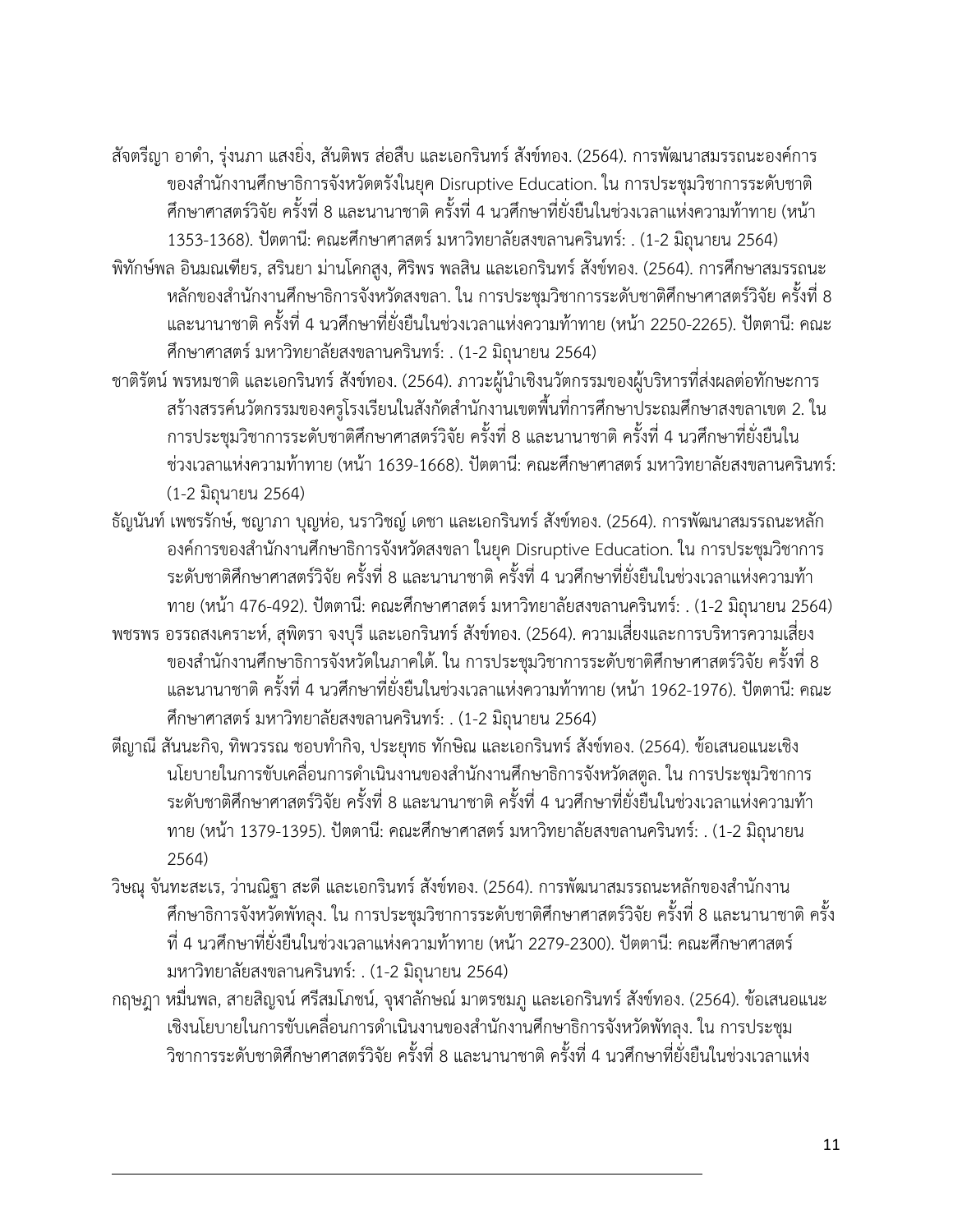สัจตรีญา อาดำ, รุ่งนภา แสงยิ่ง, สันติพร ส่อสืบ และเอกรินทร์ สังข์ทอง. (2564). การพัฒนาสมรรถนะองค์การของสำนักงานศึกษาธิการจังหวัดตรังในยุค Disruptive Education. ใน การประชุมวิชาการระดับชาติศึกษาศาสตร์วิจัย ครั้งที่ 8 และนานาชาติ ครั้งที่ 4 นวศึกษาที่ยั่งยืนในช่วงเวลาแห่งความท้าทาย (หน้า 1353-1368). ปัตตานี: คณะศึกษาศาสตร์ มหาวิทยาลัยสงขลานครินทร์: . (1-2 มิถุนายน 2564)

พิทักษ์พล อินมณเฑียร, สรินยา ม่านโคกสูง, ศิริพร พลสิน และเอกรินทร์ สังข์ทอง. (2564). การศึกษาสมรรถนะหลักของสำนักงานศึกษาธิการจังหวัดสงขลา. ใน การประชุมวิชาการระดับชาติศึกษาศาสตร์วิจัย ครั้งที่ 8 และนานาชาติ ครั้งที่ 4 นวศึกษาที่ยั่งยืนในช่วงเวลาแห่งความท้าทาย (หน้า 2250-2265). ปัตตานี: คณะศึกษาศาสตร์ มหาวิทยาลัยสงขลานครินทร์: . (1-2 มิถุนายน 2564)

ชาติรัตน์ พรหมชาติ และเอกรินทร์ สังข์ทอง. (2564). ภาวะผู้นำเชิงนวัตกรรมของผู้บริหารที่ส่งผลต่อทักษะการสร้างสรรค์นวัตกรรมของครูโรงเรียนในสังกัดสำนักงานเขตพื้นที่การศึกษาประถมศึกษาสงขลาเขต 2. ใน การประชุมวิชาการระดับชาติศึกษาศาสตร์วิจัย ครั้งที่ 8 และนานาชาติ ครั้งที่ 4 นวศึกษาที่ยั่งยืนในช่วงเวลาแห่งความท้าทาย (หน้า 1639-1668). ปัตตานี: คณะศึกษาศาสตร์ มหาวิทยาลัยสงขลานครินทร์: (1-2 มิถุนายน 2564)

ธัญนันท์ เพชรรักษ์, ชญาภา บุญห่อ, นราวิชญ์ เดชา และเอกรินทร์ สังข์ทอง. (2564). การพัฒนาสมรรถนะหลักองค์การของสำนักงานศึกษาธิการจังหวัดสงขลา ในยุค Disruptive Education. ใน การประชุมวิชาการระดับชาติศึกษาศาสตร์วิจัย ครั้งที่ 8 และนานาชาติ ครั้งที่ 4 นวศึกษาที่ยั่งยืนในช่วงเวลาแห่งความท้าทาย (หน้า 476-492). ปัตตานี: คณะศึกษาศาสตร์ มหาวิทยาลัยสงขลานครินทร์: . (1-2 มิถุนายน 2564)

พชรพร อรรถสงเคราะห์, สุพิตรา จงบุรี และเอกรินทร์ สังข์ทอง. (2564). ความเสี่ยงและการบริหารความเสี่ยงของสำนักงานศึกษาธิการจังหวัดในภาคใต้. ใน การประชุมวิชาการระดับชาติศึกษาศาสตร์วิจัย ครั้งที่ 8 และนานาชาติ ครั้งที่ 4 นวศึกษาที่ยั่งยืนในช่วงเวลาแห่งความท้าทาย (หน้า 1962-1976). ปัตตานี: คณะศึกษาศาสตร์ มหาวิทยาลัยสงขลานครินทร์: . (1-2 มิถุนายน 2564)

ตีญาณี สันนะกิจ, ทิพวรรณ ชอบทำกิจ, ประยุทธ ทักษิณ และเอกรินทร์ สังข์ทอง. (2564). ข้อเสนอแนะเชิงนโยบายในการขับเคลื่อนการดำเนินงานของสำนักงานศึกษาธิการจังหวัดสตูล. ใน การประชุมวิชาการระดับชาติศึกษาศาสตร์วิจัย ครั้งที่ 8 และนานาชาติ ครั้งที่ 4 นวศึกษาที่ยั่งยืนในช่วงเวลาแห่งความท้าทาย (หน้า 1379-1395). ปัตตานี: คณะศึกษาศาสตร์ มหาวิทยาลัยสงขลานครินทร์: . (1-2 มิถุนายน 2564)

วิษณุ จันทะสะเร, ว่านณิฐา สะดี และเอกรินทร์ สังข์ทอง. (2564). การพัฒนาสมรรถนะหลักของสำนักงานศึกษาธิการจังหวัดพัทลุง. ใน การประชุมวิชาการระดับชาติศึกษาศาสตร์วิจัย ครั้งที่ 8 และนานาชาติ ครั้งที่ 4 นวศึกษาที่ยั่งยืนในช่วงเวลาแห่งความท้าทาย (หน้า 2279-2300). ปัตตานี: คณะศึกษาศาสตร์ มหาวิทยาลัยสงขลานครินทร์: . (1-2 มิถุนายน 2564)

กฤษฎา หมื่นพล, สายสิญจน์ ศรีสมโภชน์, จุฬาลักษณ์ มาตรชมภู และเอกรินทร์ สังข์ทอง. (2564). ข้อเสนอแนะเชิงนโยบายในการขับเคลื่อนการดำเนินงานของสำนักงานศึกษาธิการจังหวัดพัทลุง. ใน การประชุมวิชาการระดับชาติศึกษาศาสตร์วิจัย ครั้งที่ 8 และนานาชาติ ครั้งที่ 4 นวศึกษาที่ยั่งยืนในช่วงเวลาแห่ง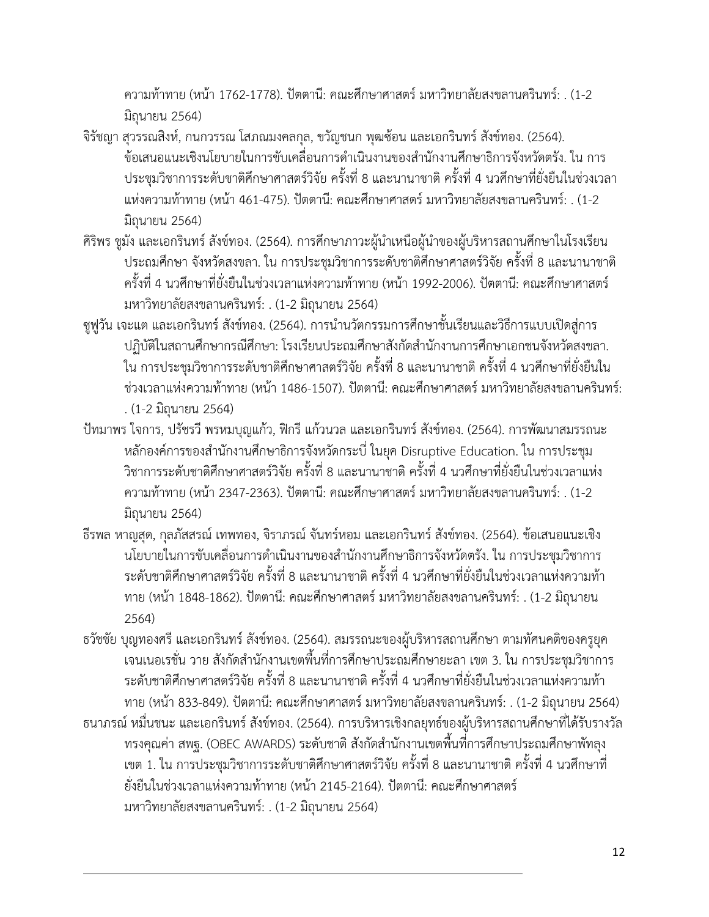ความท้าทาย (หน้า 1762-1778). ปัตตานี: คณะศึกษาศาสตร์ มหาวิทยาลัยสงขลานครินทร์: . (1-2 มิถุนายน 2564)

จิรัชญา สุวรรณสิงห์, กนกวรรณ โสภณมงคลกุล, ขวัญชนก พุฒซ้อน และเอกรินทร์ สังข์ทอง. (2564). ข้อเสนอแนะเชิงนโยบายในการขับเคลื่อนการดำเนินงานของสำนักงานศึกษาธิการจังหวัดตรัง. ใน การประชุมวิชาการระดับชาติศึกษาศาสตร์วิจัย ครั้งที่ 8 และนานาชาติ ครั้งที่ 4 นวศึกษาที่ยั่งยืนในช่วงเวลาแห่งความท้าทาย (หน้า 461-475). ปัตตานี: คณะศึกษาศาสตร์ มหาวิทยาลัยสงขลานครินทร์: . (1-2 มิถุนายน 2564)

ศิริพร ชูมัง และเอกรินทร์ สังข์ทอง. (2564). การศึกษาภาวะผู้นำเหนือผู้นำของผู้บริหารสถานศึกษาในโรงเรียนประถมศึกษา จังหวัดสงขลา. ใน การประชุมวิชาการระดับชาติศึกษาศาสตร์วิจัย ครั้งที่ 8 และนานาชาติ ครั้งที่ 4 นวศึกษาที่ยั่งยืนในช่วงเวลาแห่งความท้าทาย (หน้า 1992-2006). ปัตตานี: คณะศึกษาศาสตร์ มหาวิทยาลัยสงขลานครินทร์: . (1-2 มิถุนายน 2564)

ซูฟูวัน เจะแต และเอกรินทร์ สังข์ทอง. (2564). การนำนวัตกรรมการศึกษาชั้นเรียนและวิธีการแบบเปิดสู่การปฏิบัติในสถานศึกษากรณีศึกษา: โรงเรียนประถมศึกษาสังกัดสำนักงานการศึกษาเอกชนจังหวัดสงขลา. ใน การประชุมวิชาการระดับชาติศึกษาศาสตร์วิจัย ครั้งที่ 8 และนานาชาติ ครั้งที่ 4 นวศึกษาที่ยั่งยืนในช่วงเวลาแห่งความท้าทาย (หน้า 1486-1507). ปัตตานี: คณะศึกษาศาสตร์ มหาวิทยาลัยสงขลานครินทร์: . (1-2 มิถุนายน 2564)

ปัทมาพร ใจการ, ปรัชรวี พรหมบุญแก้ว, ฟิกรี แก้วนวล และเอกรินทร์ สังข์ทอง. (2564). การพัฒนาสมรรถนะหลักองค์การของสำนักงานศึกษาธิการจังหวัดกระบี่ ในยุค Disruptive Education. ใน การประชุมวิชาการระดับชาติศึกษาศาสตร์วิจัย ครั้งที่ 8 และนานาชาติ ครั้งที่ 4 นวศึกษาที่ยั่งยืนในช่วงเวลาแห่งความท้าทาย (หน้า 2347-2363). ปัตตานี: คณะศึกษาศาสตร์ มหาวิทยาลัยสงขลานครินทร์: . (1-2 มิถุนายน 2564)

ธีรพล หาญสุด, กุลภัสสรณ์ เทพทอง, จิราภรณ์ จันทร์หอม และเอกรินทร์ สังข์ทอง. (2564). ข้อเสนอแนะเชิงนโยบายในการขับเคลื่อนการดำเนินงานของสำนักงานศึกษาธิการจังหวัดตรัง. ใน การประชุมวิชาการระดับชาติศึกษาศาสตร์วิจัย ครั้งที่ 8 และนานาชาติ ครั้งที่ 4 นวศึกษาที่ยั่งยืนในช่วงเวลาแห่งความท้าทาย (หน้า 1848-1862). ปัตตานี: คณะศึกษาศาสตร์ มหาวิทยาลัยสงขลานครินทร์: . (1-2 มิถุนายน 2564)

ธวัชชัย บุญทองศรี และเอกรินทร์ สังข์ทอง. (2564). สมรรถนะของผู้บริหารสถานศึกษา ตามทัศนคติของครูยุคเจนเนอเรชั่น วาย สังกัดสำนักงานเขตพื้นที่การศึกษาประถมศึกษายะลา เขต 3. ใน การประชุมวิชาการระดับชาติศึกษาศาสตร์วิจัย ครั้งที่ 8 และนานาชาติ ครั้งที่ 4 นวศึกษาที่ยั่งยืนในช่วงเวลาแห่งความท้าทาย (หน้า 833-849). ปัตตานี: คณะศึกษาศาสตร์ มหาวิทยาลัยสงขลานครินทร์: . (1-2 มิถุนายน 2564)

ธนาภรณ์ หมื่นชนะ และเอกรินทร์ สังข์ทอง. (2564). การบริหารเชิงกลยุทธ์ของผู้บริหารสถานศึกษาที่ได้รับรางวัลทรงคุณค่า สพฐ. (OBEC AWARDS) ระดับชาติ สังกัดสำนักงานเขตพื้นที่การศึกษาประถมศึกษาพัทลุง เขต 1. ใน การประชุมวิชาการระดับชาติศึกษาศาสตร์วิจัย ครั้งที่ 8 และนานาชาติ ครั้งที่ 4 นวศึกษาที่ยั่งยืนในช่วงเวลาแห่งความท้าทาย (หน้า 2145-2164). ปัตตานี: คณะศึกษาศาสตร์ มหาวิทยาลัยสงขลานครินทร์: . (1-2 มิถุนายน 2564)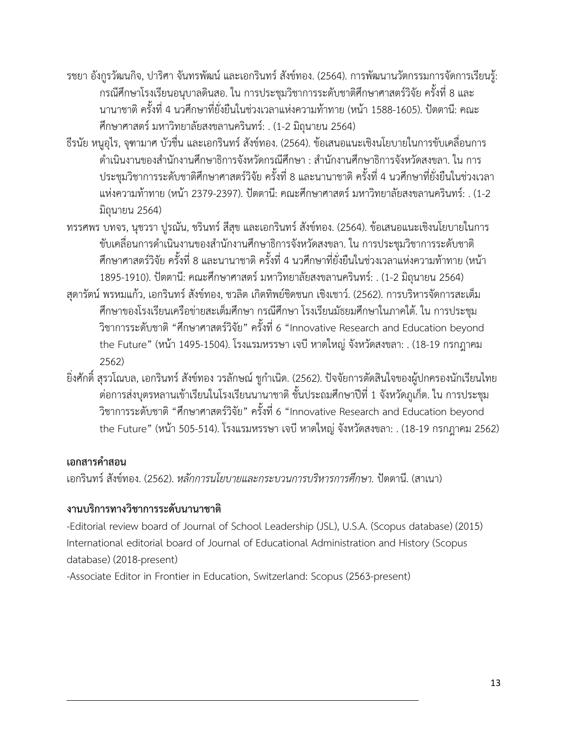รชยา อังกูรวัฒนกิจ, ปาริศา จันทรพัฒน์ และเอกรินทร์ สังข์ทอง. (2564). การพัฒนานวัตกรรมการจัดการเรียนรู้: กรณีศึกษาโรงเรียนอนุบาลดินสอ. ใน การประชุมวิชาการระดับชาติศึกษาศาสตร์วิจัย ครั้งที่ 8 และนานาชาติ ครั้งที่ 4 นวศึกษาที่ยั่งยืนในช่วงเวลาแห่งความท้าทาย (หน้า 1588-1605). ปัตตานี: คณะศึกษาศาสตร์ มหาวิทยาลัยสงขลานครินทร์: . (1-2 มิถุนายน 2564)

ธีรนัย หนูอุไร, จุฑามาศ บัวชื่น และเอกรินทร์ สังข์ทอง. (2564). ข้อเสนอแนะเชิงนโยบายในการขับเคลื่อนการดำเนินงานของสำนักงานศึกษาธิการจังหวัดกรณีศึกษา : สำนักงานศึกษาธิการจังหวัดสงขลา. ใน การประชุมวิชาการระดับชาติศึกษาศาสตร์วิจัย ครั้งที่ 8 และนานาชาติ ครั้งที่ 4 นวศึกษาที่ยั่งยืนในช่วงเวลาแห่งความท้าทาย (หน้า 2379-2397). ปัตตานี: คณะศึกษาศาสตร์ มหาวิทยาลัยสงขลานครินทร์: . (1-2 มิถุนายน 2564)

ทรรศพร บทจร, นุชวรา ปูรณัน, ชรินทร์ สีสุข และเอกรินทร์ สังข์ทอง. (2564). ข้อเสนอแนะเชิงนโยบายในการขับเคลื่อนการดำเนินงานของสำนักงานศึกษาธิการจังหวัดสงขลา. ใน การประชุมวิชาการระดับชาติศึกษาศาสตร์วิจัย ครั้งที่ 8 และนานาชาติ ครั้งที่ 4 นวศึกษาที่ยั่งยืนในช่วงเวลาแห่งความท้าทาย (หน้า 1895-1910). ปัตตานี: คณะศึกษาศาสตร์ มหาวิทยาลัยสงขลานครินทร์: . (1-2 มิถุนายน 2564)

สุดารัตน์ พรหมแก้ว, เอกรินทร์ สังข์ทอง, ชวลิต เกิดทิพย์ชิดชนก เชิงเชาว์. (2562). การบริหารจัดการสะเต็มศึกษาของโรงเรียนเครือข่ายสะเต็มศึกษา กรณีศึกษา โรงเรียนมัธยมศึกษาในภาคใต้. ใน การประชุมวิชาการระดับชาติ “ศึกษาศาสตร์วิจัย” ครั้งที่ 6 “Innovative Research and Education beyond the Future” (หน้า 1495-1504). โรงแรมหรรษา เจบี หาดใหญ่ จังหวัดสงขลา: . (18-19 กรกฎาคม 2562)

ยิ่งศักดิ์ สุรวโณบล, เอกรินทร์ สังข์ทอง วรลักษณ์ ชูกำเนิด. (2562). ปัจจัยการตัดสินใจของผู้ปกครองนักเรียนไทยต่อการส่งบุตรหลานเข้าเรียนในโรงเรียนนานาชาติ ชั้นประถมศึกษาปีที่ 1 จังหวัดภูเก็ต. ใน การประชุมวิชาการระดับชาติ “ศึกษาศาสตร์วิจัย” ครั้งที่ 6 “Innovative Research and Education beyond the Future” (หน้า 505-514). โรงแรมหรรษา เจบี หาดใหญ่ จังหวัดสงขลา: . (18-19 กรกฎาคม 2562)

**เอกสารคำสอน**

เอกรินทร์ สังข์ทอง. (2562). *หลักการนโยบายและกระบวนการบริหารการศึกษา.* ปัตตานี. (สาเนา)

**งานบริการทางวิชาการระดับนานาชาติ**

-Editorial review board of Journal of School Leadership (JSL), U.S.A. (Scopus database) (2015)
International editorial board of Journal of Educational Administration and History (Scopus database) (2018-present)

-Associate Editor in Frontier in Education, Switzerland: Scopus (2563-present)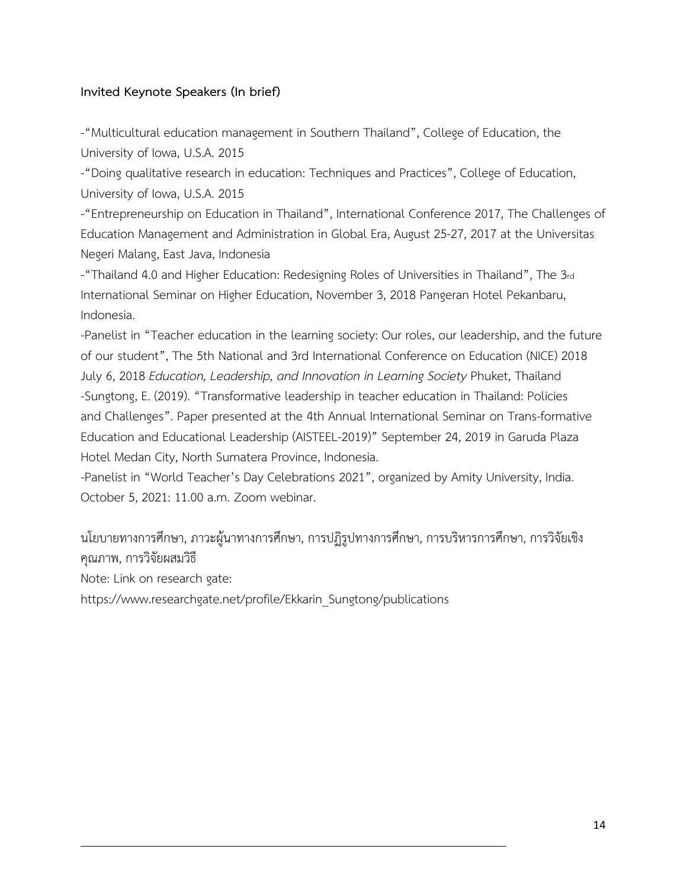**Invited Keynote Speakers (In brief)**

-"Multicultural education management in Southern Thailand", College of Education, the University of Iowa, U.S.A. 2015

-"Doing qualitative research in education: Techniques and Practices", College of Education, University of Iowa, U.S.A. 2015

-"Entrepreneurship on Education in Thailand", International Conference 2017, The Challenges of Education Management and Administration in Global Era, August 25-27, 2017 at the Universitas Negeri Malang, East Java, Indonesia

-"Thailand 4.0 and Higher Education: Redesigning Roles of Universities in Thailand", The 3rd International Seminar on Higher Education, November 3, 2018 Pangeran Hotel Pekanbaru, Indonesia.

-Panelist in "Teacher education in the learning society: Our roles, our leadership, and the future of our student", The 5th National and 3rd International Conference on Education (NICE) 2018 July 6, 2018 *Education, Leadership, and Innovation in Learning Society* Phuket, Thailand

-Sungtong, E. (2019). "Transformative leadership in teacher education in Thailand: Policies and Challenges". Paper presented at the 4th Annual International Seminar on Trans-formative Education and Educational Leadership (AISTEEL-2019)" September 24, 2019 in Garuda Plaza Hotel Medan City, North Sumatera Province, Indonesia.

-Panelist in "World Teacher's Day Celebrations 2021", organized by Amity University, India. October 5, 2021: 11.00 a.m. Zoom webinar.

นโยบายทางการศึกษา, ภาวะผู้นาทางการศึกษา, การปฏิรูปทางการศึกษา, การบริหารการศึกษา, การวิจัยเชิงคุณภาพ, การวิจัยผสมวิธี

Note: Link on research gate:

https://www.researchgate.net/profile/Ekkarin_Sungtong/publications